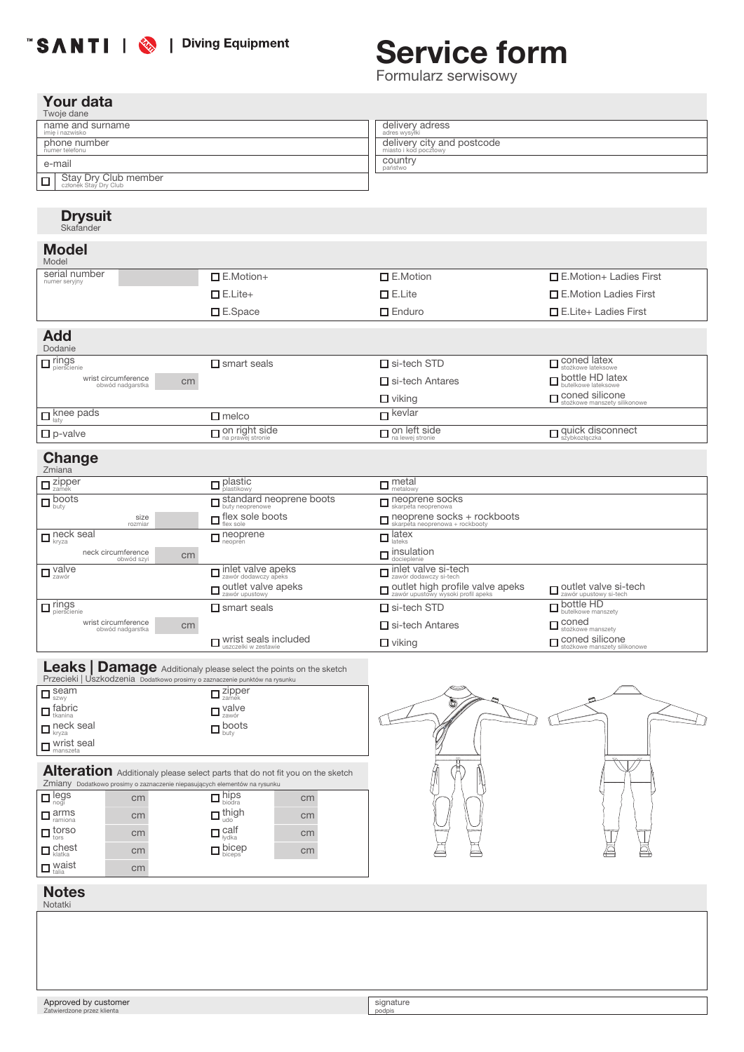SANTI | Diving Equipment

# Service form

Formularz serwisowy

## Your data

Twoje dane

| | |
|---|---|
| name and surname (imię i nazwisko) | delivery adress (adres wysyłki) |
| phone number (numer telefonu) | delivery city and postcode (miasto i kod pocztowy) |
| e-mail | country (państwo) |
| ☐ Stay Dry Club member (członek Stay Dry Club) | |

## Drysuit

Skafander

### Model

Model

| | | | |
|---|---|---|---|
| serial number (numer seryjny) | ☐ E.Motion+ | ☐ E.Motion | ☐ E.Motion+ Ladies First |
| | ☐ E.Lite+ | ☐ E.Lite | ☐ E.Motion Ladies First |
| | ☐ E.Space | ☐ Enduro | ☐ E.Lite+ Ladies First |

### Add

Dodanie

| | | | |
|---|---|---|---|
| ☐ rings (pierścienie) | ☐ smart seals | ☐ si-tech STD | ☐ coned latex (stożkowe lateksowe) |
| wrist circumference (obwód nadgarstka) ___ cm | | ☐ si-tech Antares | ☐ bottle HD latex (butelkowe lateksowe) |
| | | ☐ viking | ☐ coned silicone (stożkowe manszety silikonowe) |
| ☐ knee pads (łaty) | ☐ melco | ☐ kevlar | |
| ☐ p-valve | ☐ on right side (na prawej stronie) | ☐ on left side (na lewej stronie) | ☐ quick disconnect (szybkozłączka) |

### Change

Zmiana

| | | | |
|---|---|---|---|
| ☐ zipper (zamek) | ☐ plastic (plastikowy) | ☐ metal (metalowy) | |
| ☐ boots (buty) | ☐ standard neoprene boots (buty neoprenowe) | ☐ neoprene socks (skarpeta neoprenowa) | |
| size (rozmiar) ___ | ☐ flex sole boots (flex sole) | ☐ neoprene socks + rockboots (skarpeta neoprenowa + rockbooty) | |
| ☐ neck seal (kryza) | ☐ neoprene (neopren) | ☐ latex (lateks) | |
| neck circumference (obwód szyi) ___ cm | | ☐ insulation (docieplenie) | |
| ☐ valve (zawór) | ☐ inlet valve apeks (zawór dodawczy apeks) | ☐ inlet valve si-tech (zawór dodawczy si-tech) | |
| | ☐ outlet valve apeks (zawór upustowy) | ☐ outlet high profile valve apeks (zawór upustowy wysoki profil apeks) | ☐ outlet valve si-tech (zawór upustowy si-tech) |
| ☐ rings (pierścienie) | ☐ smart seals | ☐ si-tech STD | ☐ bottle HD (butelkowe manszety) |
| wrist circumference (obwód nadgarstka) ___ cm | | ☐ si-tech Antares | ☐ coned (stożkowe manszety) |
| | ☐ wrist seals included (uszczelki w zestawie) | ☐ viking | ☐ coned silicone (stożkowe manszety silikonowe) |

### Leaks | Damage

Additionaly please select the points on the sketch

Przecieki | Uszkodzenia — Dodatkowo prosimy o zaznaczenie punktów na rysunku

| | |
|---|---|
| ☐ seam (szwy) | ☐ zipper (zamek) |
| ☐ fabric (tkanina) | ☐ valve (zawór) |
| ☐ neck seal (kryza) | ☐ boots (buty) |
| ☐ wrist seal (manszeta) | |

### Alteration

Additionaly please select parts that do not fit you on the sketch

Zmiany — Dodatkowo prosimy o zaznaczenie niepasujących elementów na rysunku

| | | | |
|---|---|---|---|
| ☐ legs (nogi) | cm | ☐ hips (biodra) | cm |
| ☐ arms (ramiona) | cm | ☐ thigh (udo) | cm |
| ☐ torso (tors) | cm | ☐ calf (łydka) | cm |
| ☐ chest (klatka) | cm | ☐ bicep (biceps) | cm |
| ☐ waist (talia) | cm | | |

## Notes

Notatki

| | |
|---|---|
| Approved by customer (Zatwierdzone przez klienta) | signature (podpis) |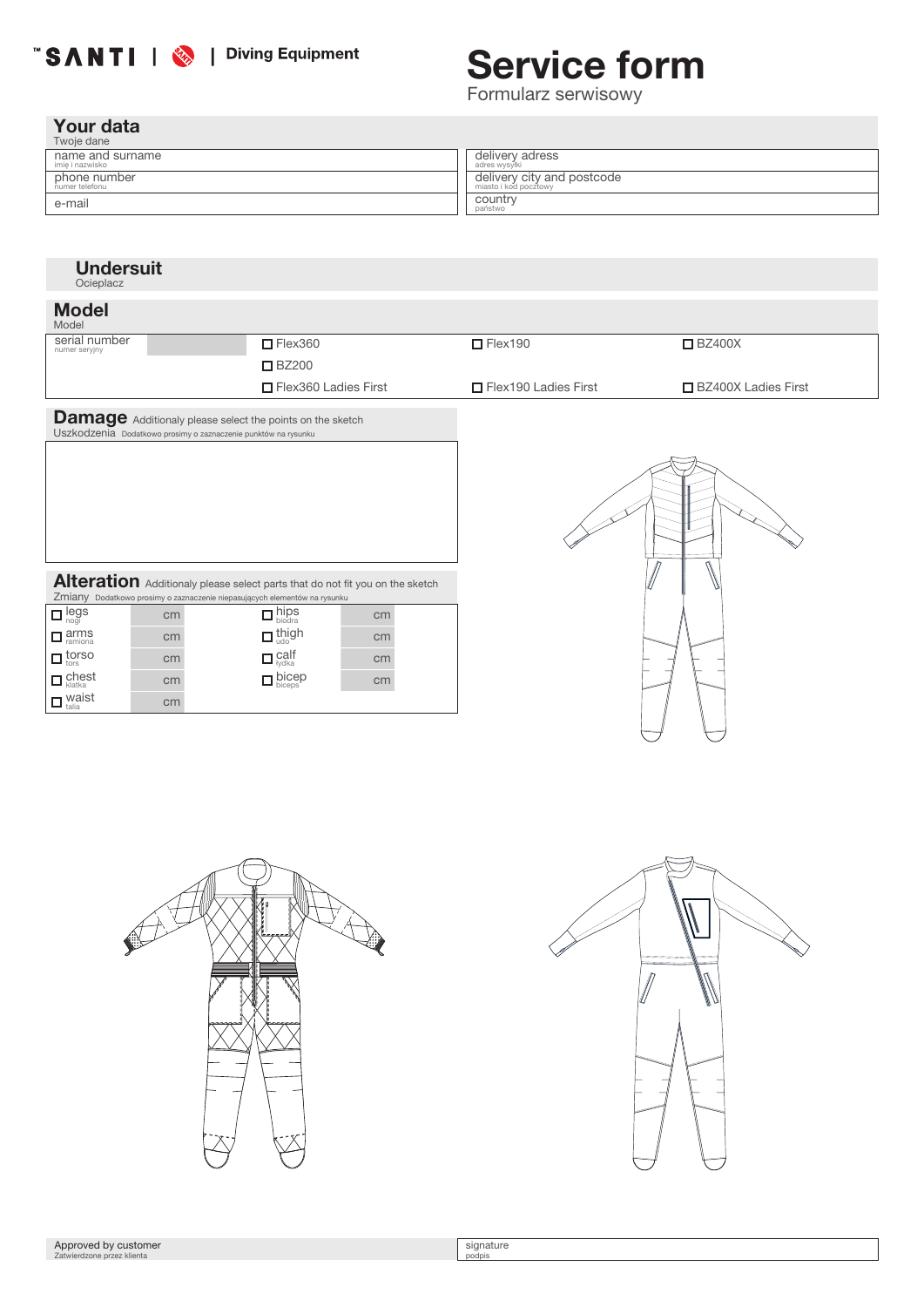SANTI | Diving Equipment

# Service form

Formularz serwisowy

## Your data

Twoje dane

| | |
|---|---|
| name and surname<br>imię i nazwisko | delivery adress<br>adres wysyłki |
| phone number<br>numer telefonu | delivery city and postcode<br>miasto i kod pocztowy |
| e-mail | country<br>państwo |

## Undersuit

Ocieplacz

## Model

Model

| serial number<br>numer seryjny | | ☐ Flex360 | ☐ Flex190 | ☐ BZ400X |
|---|---|---|---|---|
| | | ☐ BZ200 | | |
| | | ☐ Flex360 Ladies First | ☐ Flex190 Ladies First | ☐ BZ400X Ladies First |

## Damage

Additionaly please select the points on the sketch

Uszkodzenia Dodatkowo prosimy o zaznaczenie punktów na rysunku

## Alteration

Additionaly please select parts that do not fit you on the sketch

Zmiany Dodatkowo prosimy o zaznaczenie niepasujących elementów na rysunku

| | | | |
|---|---|---|---|
| ☐ legs<br>nogi | cm | ☐ hips<br>biodra | cm |
| ☐ arms<br>ramiona | cm | ☐ thigh<br>udo | cm |
| ☐ torso<br>tors | cm | ☐ calf<br>łydka | cm |
| ☐ chest<br>klatka | cm | ☐ bicep<br>biceps | cm |
| ☐ waist<br>talia | cm | | |

| | |
|---|---|
| Approved by customer<br>Zatwierdzone przez klienta | signature<br>podpis |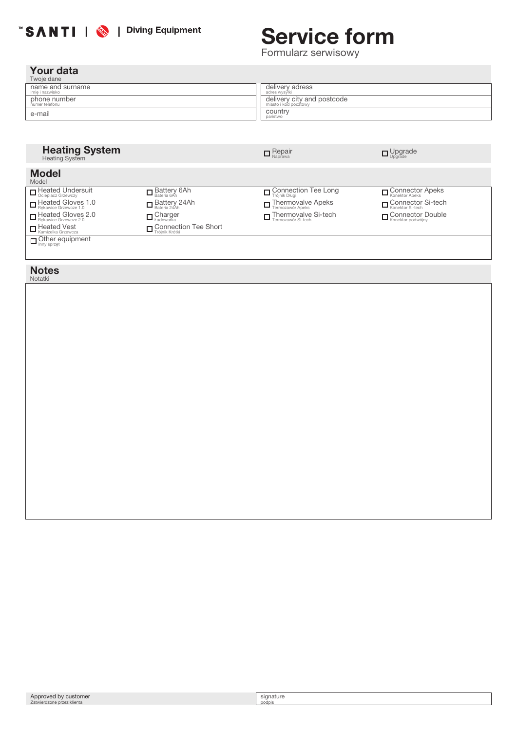™SANTI | Diving Equipment

# Service form

Formularz serwisowy

## Your data

Twoje dane

| | |
|---|---|
| name and surname<br>imię i nazwisko | delivery adress<br>adres wysyłki |
| phone number<br>numer telefonu | delivery city and postcode<br>miasto i kod pocztowy |
| e-mail | country<br>państwo |

## Heating System

Heating System

- ☐ Repair
  Naprawa
- ☐ Upgrade
  Upgrade

## Model

Model

| | | | |
|---|---|---|---|
| ☐ Heated Undersuit<br>Ocieplacz Grzewczy | ☐ Battery 6Ah<br>Bateria 6Ah | ☐ Connection Tee Long<br>Trójnik Długi | ☐ Connector Apeks<br>Konektor Apeks |
| ☐ Heated Gloves 1.0<br>Rękawice Grzewcze 1.0 | ☐ Battery 24Ah<br>Bateria 24Ah | ☐ Thermovalve Apeks<br>Termozawór Apeks | ☐ Connector Si-tech<br>Konektor Si-tech |
| ☐ Heated Gloves 2.0<br>Rękawice Grzewcze 2.0 | ☐ Charger<br>Ładowarka | ☐ Thermovalve Si-tech<br>Termozawór Si-tech | ☐ Connector Double<br>Konektor podwójny |
| ☐ Heated Vest<br>Kamizelka Grzewcza | ☐ Connection Tee Short<br>Trójnik Krótki | | |

☐ Other equipment
Inny sprzęt

## Notes

Notatki

Approved by customer
Zatwierdzone przez klienta

signature
podpis